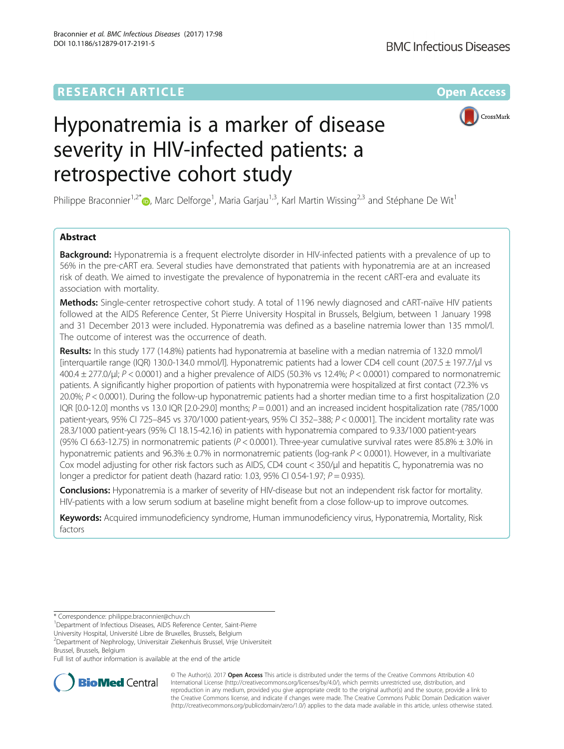RESEARCH ARTICLE

Open Access

# Hyponatremia is a marker of disease severity in HIV-infected patients: a retrospective cohort study

Philippe Braconnier[1,2*], Marc Delforge[1], Maria Garjau[1,3], Karl Martin Wissing[2,3] and Stéphane De Wit[1]

## Abstract

**Background:** Hyponatremia is a frequent electrolyte disorder in HIV-infected patients with a prevalence of up to 56% in the pre-cART era. Several studies have demonstrated that patients with hyponatremia are at an increased risk of death. We aimed to investigate the prevalence of hyponatremia in the recent cART-era and evaluate its association with mortality.

**Methods:** Single-center retrospective cohort study. A total of 1196 newly diagnosed and cART-naïve HIV patients followed at the AIDS Reference Center, St Pierre University Hospital in Brussels, Belgium, between 1 January 1998 and 31 December 2013 were included. Hyponatremia was defined as a baseline natremia lower than 135 mmol/l. The outcome of interest was the occurrence of death.

**Results:** In this study 177 (14.8%) patients had hyponatremia at baseline with a median natremia of 132.0 mmol/l [interquartile range (IQR) 130.0-134.0 mmol/l]. Hyponatremic patients had a lower CD4 cell count (207.5 ± 197.7/µl vs 400.4 ± 277.0/µl; $P < 0.0001$) and a higher prevalence of AIDS (50.3% vs 12.4%; $P < 0.0001$) compared to normonatremic patients. A significantly higher proportion of patients with hyponatremia were hospitalized at first contact (72.3% vs 20.0%; $P < 0.0001$). During the follow-up hyponatremic patients had a shorter median time to a first hospitalization (2.0 IQR [0.0-12.0] months vs 13.0 IQR [2.0-29.0] months; $P = 0.001$) and an increased incident hospitalization rate (785/1000 patient-years, 95% CI 725–845 vs 370/1000 patient-years, 95% CI 352–388; $P < 0.0001$]. The incident mortality rate was 28.3/1000 patient-years (95% CI 18.15-42.16) in patients with hyponatremia compared to 9.33/1000 patient-years (95% CI 6.63-12.75) in normonatremic patients ($P < 0.0001$). Three-year cumulative survival rates were 85.8% ± 3.0% in hyponatremic patients and 96.3% ± 0.7% in normonatremic patients (log-rank $P < 0.0001$). However, in a multivariate Cox model adjusting for other risk factors such as AIDS, CD4 count < 350/µl and hepatitis C, hyponatremia was no longer a predictor for patient death (hazard ratio: 1.03, 95% CI 0.54-1.97; $P = 0.935$).

**Conclusions:** Hyponatremia is a marker of severity of HIV-disease but not an independent risk factor for mortality. HIV-patients with a low serum sodium at baseline might benefit from a close follow-up to improve outcomes.

**Keywords:** Acquired immunodeficiency syndrome, Human immunodeficiency virus, Hyponatremia, Mortality, Risk factors

\* Correspondence: philippe.braconnier@chuv.ch
[1]Department of Infectious Diseases, AIDS Reference Center, Saint-Pierre University Hospital, Université Libre de Bruxelles, Brussels, Belgium
[2]Department of Nephrology, Universitair Ziekenhuis Brussel, Vrije Universiteit Brussel, Brussels, Belgium
Full list of author information is available at the end of the article

© The Author(s). 2017 **Open Access** This article is distributed under the terms of the Creative Commons Attribution 4.0 International License (http://creativecommons.org/licenses/by/4.0/), which permits unrestricted use, distribution, and reproduction in any medium, provided you give appropriate credit to the original author(s) and the source, provide a link to the Creative Commons license, and indicate if changes were made. The Creative Commons Public Domain Dedication waiver (http://creativecommons.org/publicdomain/zero/1.0/) applies to the data made available in this article, unless otherwise stated.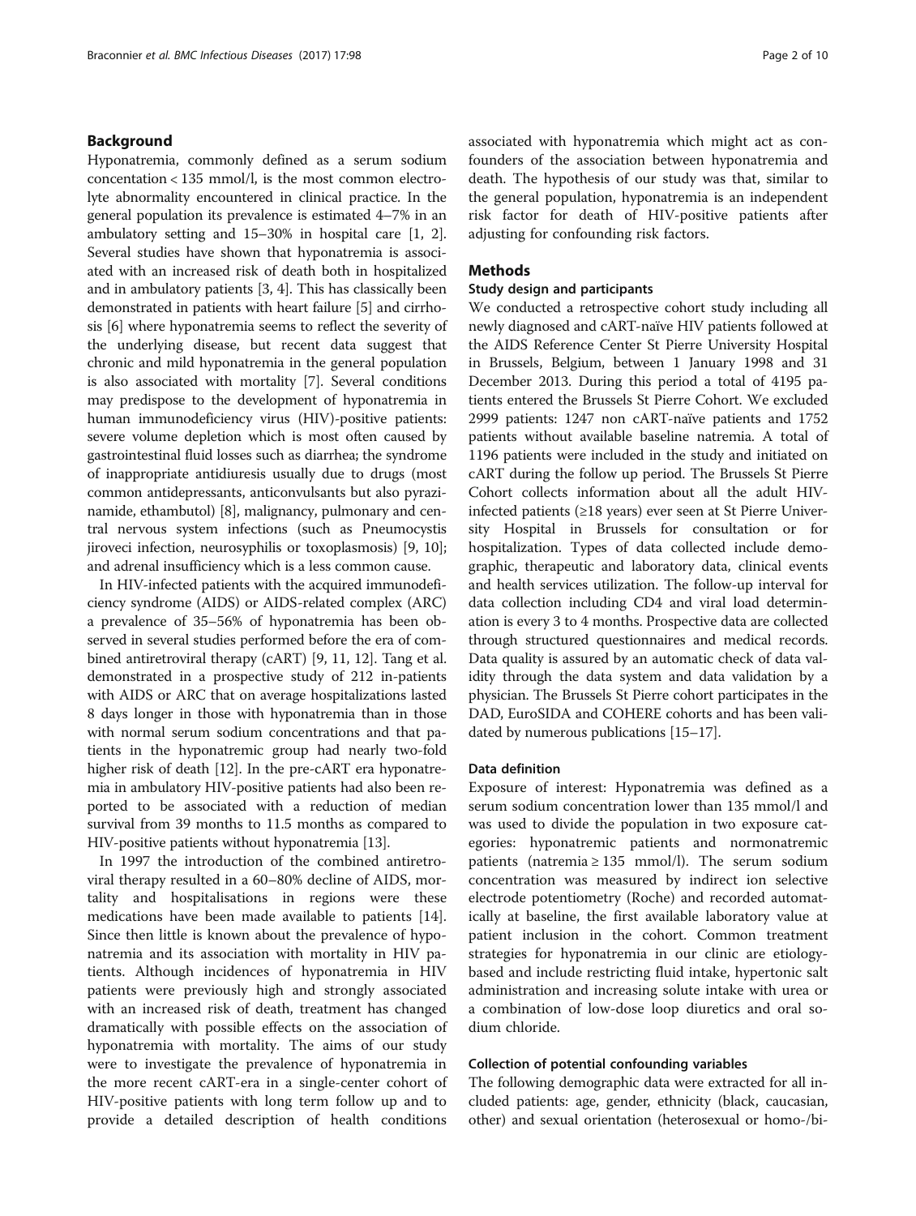## Background

Hyponatremia, commonly defined as a serum sodium concentation < 135 mmol/l, is the most common electrolyte abnormality encountered in clinical practice. In the general population its prevalence is estimated 4–7% in an ambulatory setting and 15–30% in hospital care [1, 2]. Several studies have shown that hyponatremia is associated with an increased risk of death both in hospitalized and in ambulatory patients [3, 4]. This has classically been demonstrated in patients with heart failure [5] and cirrhosis [6] where hyponatremia seems to reflect the severity of the underlying disease, but recent data suggest that chronic and mild hyponatremia in the general population is also associated with mortality [7]. Several conditions may predispose to the development of hyponatremia in human immunodeficiency virus (HIV)-positive patients: severe volume depletion which is most often caused by gastrointestinal fluid losses such as diarrhea; the syndrome of inappropriate antidiuresis usually due to drugs (most common antidepressants, anticonvulsants but also pyrazinamide, ethambutol) [8], malignancy, pulmonary and central nervous system infections (such as Pneumocystis jiroveci infection, neurosyphilis or toxoplasmosis) [9, 10]; and adrenal insufficiency which is a less common cause.

In HIV-infected patients with the acquired immunodeficiency syndrome (AIDS) or AIDS-related complex (ARC) a prevalence of 35–56% of hyponatremia has been observed in several studies performed before the era of combined antiretroviral therapy (cART) [9, 11, 12]. Tang et al. demonstrated in a prospective study of 212 in-patients with AIDS or ARC that on average hospitalizations lasted 8 days longer in those with hyponatremia than in those with normal serum sodium concentrations and that patients in the hyponatremic group had nearly two-fold higher risk of death [12]. In the pre-cART era hyponatremia in ambulatory HIV-positive patients had also been reported to be associated with a reduction of median survival from 39 months to 11.5 months as compared to HIV-positive patients without hyponatremia [13].

In 1997 the introduction of the combined antiretroviral therapy resulted in a 60–80% decline of AIDS, mortality and hospitalisations in regions were these medications have been made available to patients [14]. Since then little is known about the prevalence of hyponatremia and its association with mortality in HIV patients. Although incidences of hyponatremia in HIV patients were previously high and strongly associated with an increased risk of death, treatment has changed dramatically with possible effects on the association of hyponatremia with mortality. The aims of our study were to investigate the prevalence of hyponatremia in the more recent cART-era in a single-center cohort of HIV-positive patients with long term follow up and to provide a detailed description of health conditions associated with hyponatremia which might act as confounders of the association between hyponatremia and death. The hypothesis of our study was that, similar to the general population, hyponatremia is an independent risk factor for death of HIV-positive patients after adjusting for confounding risk factors.

## Methods

### Study design and participants

We conducted a retrospective cohort study including all newly diagnosed and cART-naïve HIV patients followed at the AIDS Reference Center St Pierre University Hospital in Brussels, Belgium, between 1 January 1998 and 31 December 2013. During this period a total of 4195 patients entered the Brussels St Pierre Cohort. We excluded 2999 patients: 1247 non cART-naïve patients and 1752 patients without available baseline natremia. A total of 1196 patients were included in the study and initiated on cART during the follow up period. The Brussels St Pierre Cohort collects information about all the adult HIV-infected patients (≥18 years) ever seen at St Pierre University Hospital in Brussels for consultation or for hospitalization. Types of data collected include demographic, therapeutic and laboratory data, clinical events and health services utilization. The follow-up interval for data collection including CD4 and viral load determination is every 3 to 4 months. Prospective data are collected through structured questionnaires and medical records. Data quality is assured by an automatic check of data validity through the data system and data validation by a physician. The Brussels St Pierre cohort participates in the DAD, EuroSIDA and COHERE cohorts and has been validated by numerous publications [15–17].

### Data definition

Exposure of interest: Hyponatremia was defined as a serum sodium concentration lower than 135 mmol/l and was used to divide the population in two exposure categories: hyponatremic patients and normonatremic patients (natremia ≥ 135 mmol/l). The serum sodium concentration was measured by indirect ion selective electrode potentiometry (Roche) and recorded automatically at baseline, the first available laboratory value at patient inclusion in the cohort. Common treatment strategies for hyponatremia in our clinic are etiology-based and include restricting fluid intake, hypertonic salt administration and increasing solute intake with urea or a combination of low-dose loop diuretics and oral sodium chloride.

### Collection of potential confounding variables

The following demographic data were extracted for all included patients: age, gender, ethnicity (black, caucasian, other) and sexual orientation (heterosexual or homo-/bi-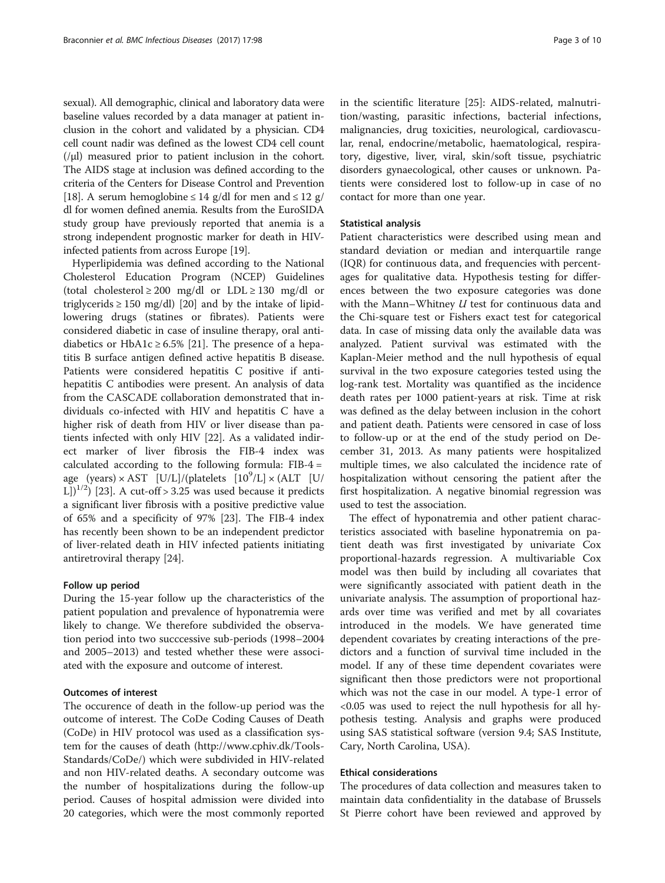sexual). All demographic, clinical and laboratory data were baseline values recorded by a data manager at patient inclusion in the cohort and validated by a physician. CD4 cell count nadir was defined as the lowest CD4 cell count (/μl) measured prior to patient inclusion in the cohort. The AIDS stage at inclusion was defined according to the criteria of the Centers for Disease Control and Prevention [18]. A serum hemoglobine ≤ 14 g/dl for men and ≤ 12 g/dl for women defined anemia. Results from the EuroSIDA study group have previously reported that anemia is a strong independent prognostic marker for death in HIV-infected patients from across Europe [19].

Hyperlipidemia was defined according to the National Cholesterol Education Program (NCEP) Guidelines (total cholesterol ≥ 200 mg/dl or LDL ≥ 130 mg/dl or triglycerids ≥ 150 mg/dl) [20] and by the intake of lipid-lowering drugs (statines or fibrates). Patients were considered diabetic in case of insuline therapy, oral antidiabetics or HbA1c ≥ 6.5% [21]. The presence of a hepatitis B surface antigen defined active hepatitis B disease. Patients were considered hepatitis C positive if anti-hepatitis C antibodies were present. An analysis of data from the CASCADE collaboration demonstrated that individuals co-infected with HIV and hepatitis C have a higher risk of death from HIV or liver disease than patients infected with only HIV [22]. As a validated indirect marker of liver fibrosis the FIB-4 index was calculated according to the following formula: FIB-4 = age (years) × AST [U/L]/(platelets [$10^9$/L] × (ALT [U/L])$^{1/2}$) [23]. A cut-off > 3.25 was used because it predicts a significant liver fibrosis with a positive predictive value of 65% and a specificity of 97% [23]. The FIB-4 index has recently been shown to be an independent predictor of liver-related death in HIV infected patients initiating antiretroviral therapy [24].

### Follow up period

During the 15-year follow up the characteristics of the patient population and prevalence of hyponatremia were likely to change. We therefore subdivided the observation period into two succcessive sub-periods (1998–2004 and 2005–2013) and tested whether these were associated with the exposure and outcome of interest.

### Outcomes of interest

The occurence of death in the follow-up period was the outcome of interest. The CoDe Coding Causes of Death (CoDe) in HIV protocol was used as a classification system for the causes of death (http://www.cphiv.dk/Tools-Standards/CoDe/) which were subdivided in HIV-related and non HIV-related deaths. A secondary outcome was the number of hospitalizations during the follow-up period. Causes of hospital admission were divided into 20 categories, which were the most commonly reported in the scientific literature [25]: AIDS-related, malnutrition/wasting, parasitic infections, bacterial infections, malignancies, drug toxicities, neurological, cardiovasculAr, renal, endocrine/metabolic, haematological, respiratory, digestive, liver, viral, skin/soft tissue, psychiatric disorders gynaecological, other causes or unknown. Patients were considered lost to follow-up in case of no contact for more than one year.

### Statistical analysis

Patient characteristics were described using mean and standard deviation or median and interquartile range (IQR) for continuous data, and frequencies with percentages for qualitative data. Hypothesis testing for differences between the two exposure categories was done with the Mann–Whitney *U* test for continuous data and the Chi-square test or Fishers exact test for categorical data. In case of missing data only the available data was analyzed. Patient survival was estimated with the Kaplan-Meier method and the null hypothesis of equal survival in the two exposure categories tested using the log-rank test. Mortality was quantified as the incidence death rates per 1000 patient-years at risk. Time at risk was defined as the delay between inclusion in the cohort and patient death. Patients were censored in case of loss to follow-up or at the end of the study period on December 31, 2013. As many patients were hospitalized multiple times, we also calculated the incidence rate of hospitalization without censoring the patient after the first hospitalization. A negative binomial regression was used to test the association.

The effect of hyponatremia and other patient characteristics associated with baseline hyponatremia on patient death was first investigated by univariate Cox proportional-hazards regression. A multivariable Cox model was then build by including all covariates that were significantly associated with patient death in the univariate analysis. The assumption of proportional hazards over time was verified and met by all covariates introduced in the models. We have generated time dependent covariates by creating interactions of the predictors and a function of survival time included in the model. If any of these time dependent covariates were significant then those predictors were not proportional which was not the case in our model. A type-1 error of <0.05 was used to reject the null hypothesis for all hypothesis testing. Analysis and graphs were produced using SAS statistical software (version 9.4; SAS Institute, Cary, North Carolina, USA).

### Ethical considerations

The procedures of data collection and measures taken to maintain data confidentiality in the database of Brussels St Pierre cohort have been reviewed and approved by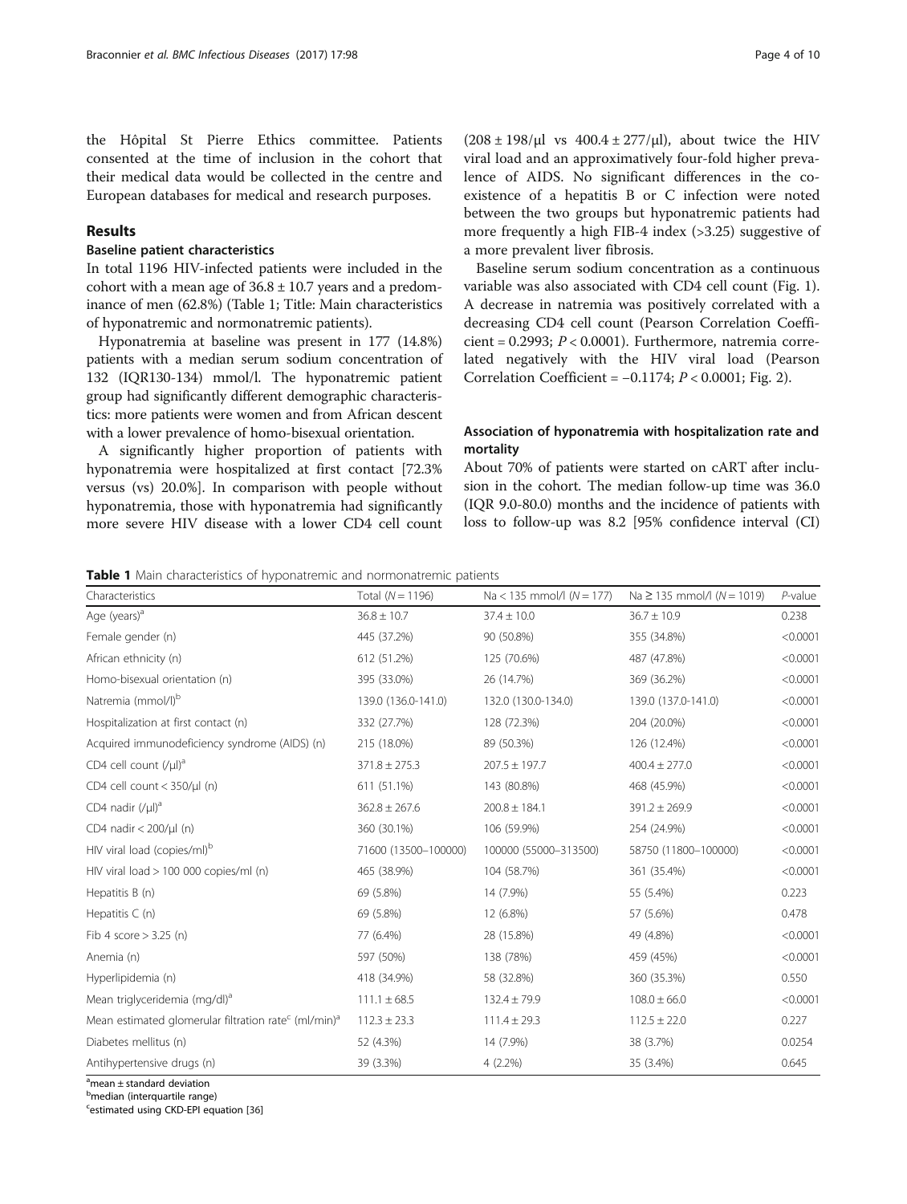the Hôpital St Pierre Ethics committee. Patients consented at the time of inclusion in the cohort that their medical data would be collected in the centre and European databases for medical and research purposes.

## Results

### Baseline patient characteristics

In total 1196 HIV-infected patients were included in the cohort with a mean age of 36.8 ± 10.7 years and a predominance of men (62.8%) (Table 1; Title: Main characteristics of hyponatremic and normonatremic patients).

Hyponatremia at baseline was present in 177 (14.8%) patients with a median serum sodium concentration of 132 (IQR130-134) mmol/l. The hyponatremic patient group had significantly different demographic characteristics: more patients were women and from African descent with a lower prevalence of homo-bisexual orientation.

A significantly higher proportion of patients with hyponatremia were hospitalized at first contact [72.3% versus (vs) 20.0%]. In comparison with people without hyponatremia, those with hyponatremia had significantly more severe HIV disease with a lower CD4 cell count (208 ± 198/μl vs 400.4 ± 277/μl), about twice the HIV viral load and an approximatively four-fold higher prevalence of AIDS. No significant differences in the co-existence of a hepatitis B or C infection were noted between the two groups but hyponatremic patients had more frequently a high FIB-4 index (>3.25) suggestive of a more prevalent liver fibrosis.

Baseline serum sodium concentration as a continuous variable was also associated with CD4 cell count (Fig. 1). A decrease in natremia was positively correlated with a decreasing CD4 cell count (Pearson Correlation Coefficient = 0.2993; $P < 0.0001$). Furthermore, natremia correlated negatively with the HIV viral load (Pearson Correlation Coefficient = −0.1174; $P < 0.0001$; Fig. 2).

### Association of hyponatremia with hospitalization rate and mortality

About 70% of patients were started on cART after inclusion in the cohort. The median follow-up time was 36.0 (IQR 9.0-80.0) months and the incidence of patients with loss to follow-up was 8.2 [95% confidence interval (CI)

**Table 1** Main characteristics of hyponatremic and normonatremic patients

| Characteristics | Total (N = 1196) | Na < 135 mmol/l (N = 177) | Na ≥ 135 mmol/l (N = 1019) | P-value |
|---|---|---|---|---|
| Age (years)[a] | 36.8 ± 10.7 | 37.4 ± 10.0 | 36.7 ± 10.9 | 0.238 |
| Female gender (n) | 445 (37.2%) | 90 (50.8%) | 355 (34.8%) | <0.0001 |
| African ethnicity (n) | 612 (51.2%) | 125 (70.6%) | 487 (47.8%) | <0.0001 |
| Homo-bisexual orientation (n) | 395 (33.0%) | 26 (14.7%) | 369 (36.2%) | <0.0001 |
| Natremia (mmol/l)[b] | 139.0 (136.0-141.0) | 132.0 (130.0-134.0) | 139.0 (137.0-141.0) | <0.0001 |
| Hospitalization at first contact (n) | 332 (27.7%) | 128 (72.3%) | 204 (20.0%) | <0.0001 |
| Acquired immunodeficiency syndrome (AIDS) (n) | 215 (18.0%) | 89 (50.3%) | 126 (12.4%) | <0.0001 |
| CD4 cell count (/μl)[a] | 371.8 ± 275.3 | 207.5 ± 197.7 | 400.4 ± 277.0 | <0.0001 |
| CD4 cell count < 350/μl (n) | 611 (51.1%) | 143 (80.8%) | 468 (45.9%) | <0.0001 |
| CD4 nadir (/μl)[a] | 362.8 ± 267.6 | 200.8 ± 184.1 | 391.2 ± 269.9 | <0.0001 |
| CD4 nadir < 200/μl (n) | 360 (30.1%) | 106 (59.9%) | 254 (24.9%) | <0.0001 |
| HIV viral load (copies/ml)[b] | 71600 (13500–100000) | 100000 (55000–313500) | 58750 (11800–100000) | <0.0001 |
| HIV viral load > 100 000 copies/ml (n) | 465 (38.9%) | 104 (58.7%) | 361 (35.4%) | <0.0001 |
| Hepatitis B (n) | 69 (5.8%) | 14 (7.9%) | 55 (5.4%) | 0.223 |
| Hepatitis C (n) | 69 (5.8%) | 12 (6.8%) | 57 (5.6%) | 0.478 |
| Fib 4 score > 3.25 (n) | 77 (6.4%) | 28 (15.8%) | 49 (4.8%) | <0.0001 |
| Anemia (n) | 597 (50%) | 138 (78%) | 459 (45%) | <0.0001 |
| Hyperlipidemia (n) | 418 (34.9%) | 58 (32.8%) | 360 (35.3%) | 0.550 |
| Mean triglyceridemia (mg/dl)[a] | 111.1 ± 68.5 | 132.4 ± 79.9 | 108.0 ± 66.0 | <0.0001 |
| Mean estimated glomerular filtration rate[c] (ml/min)[a] | 112.3 ± 23.3 | 111.4 ± 29.3 | 112.5 ± 22.0 | 0.227 |
| Diabetes mellitus (n) | 52 (4.3%) | 14 (7.9%) | 38 (3.7%) | 0.0254 |
| Antihypertensive drugs (n) | 39 (3.3%) | 4 (2.2%) | 35 (3.4%) | 0.645 |

[a]mean ± standard deviation
[b]median (interquartile range)
[c]estimated using CKD-EPI equation [36]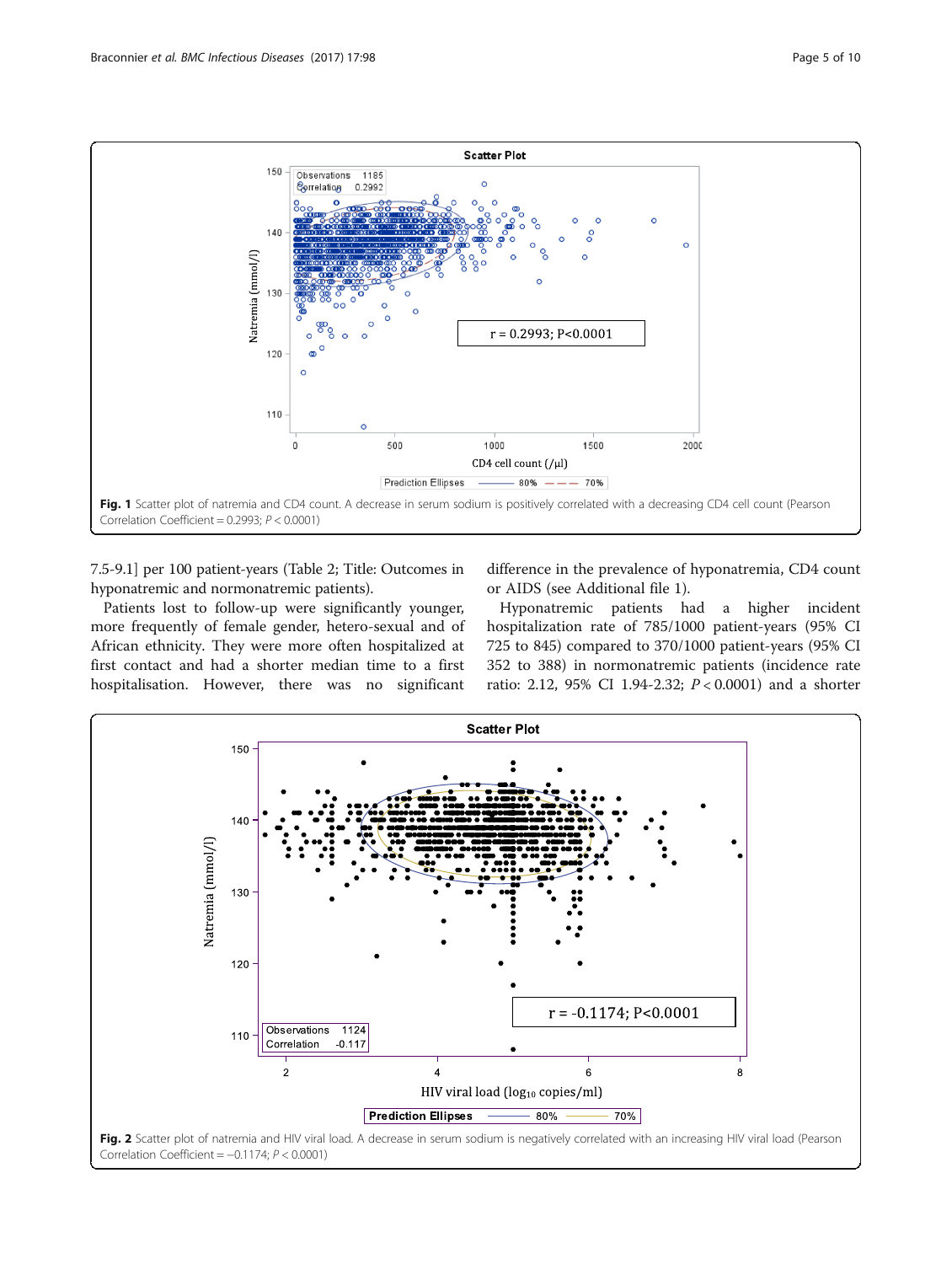Fig. 1 Scatter plot of natremia and CD4 count. A decrease in serum sodium is positively correlated with a decreasing CD4 cell count (Pearson Correlation Coefficient = 0.2993; $P < 0.0001$)

7.5-9.1] per 100 patient-years (Table 2; Title: Outcomes in hyponatremic and normonatremic patients).

Patients lost to follow-up were significantly younger, more frequently of female gender, hetero-sexual and of African ethnicity. They were more often hospitalized at first contact and had a shorter median time to a first hospitalisation. However, there was no significant difference in the prevalence of hyponatremia, CD4 count or AIDS (see Additional file 1).

Hyponatremic patients had a higher incident hospitalization rate of 785/1000 patient-years (95% CI 725 to 845) compared to 370/1000 patient-years (95% CI 352 to 388) in normonatremic patients (incidence rate ratio: 2.12, 95% CI 1.94-2.32; $P < 0.0001$) and a shorter

Fig. 2 Scatter plot of natremia and HIV viral load. A decrease in serum sodium is negatively correlated with an increasing HIV viral load (Pearson Correlation Coefficient = −0.1174; $P < 0.0001$)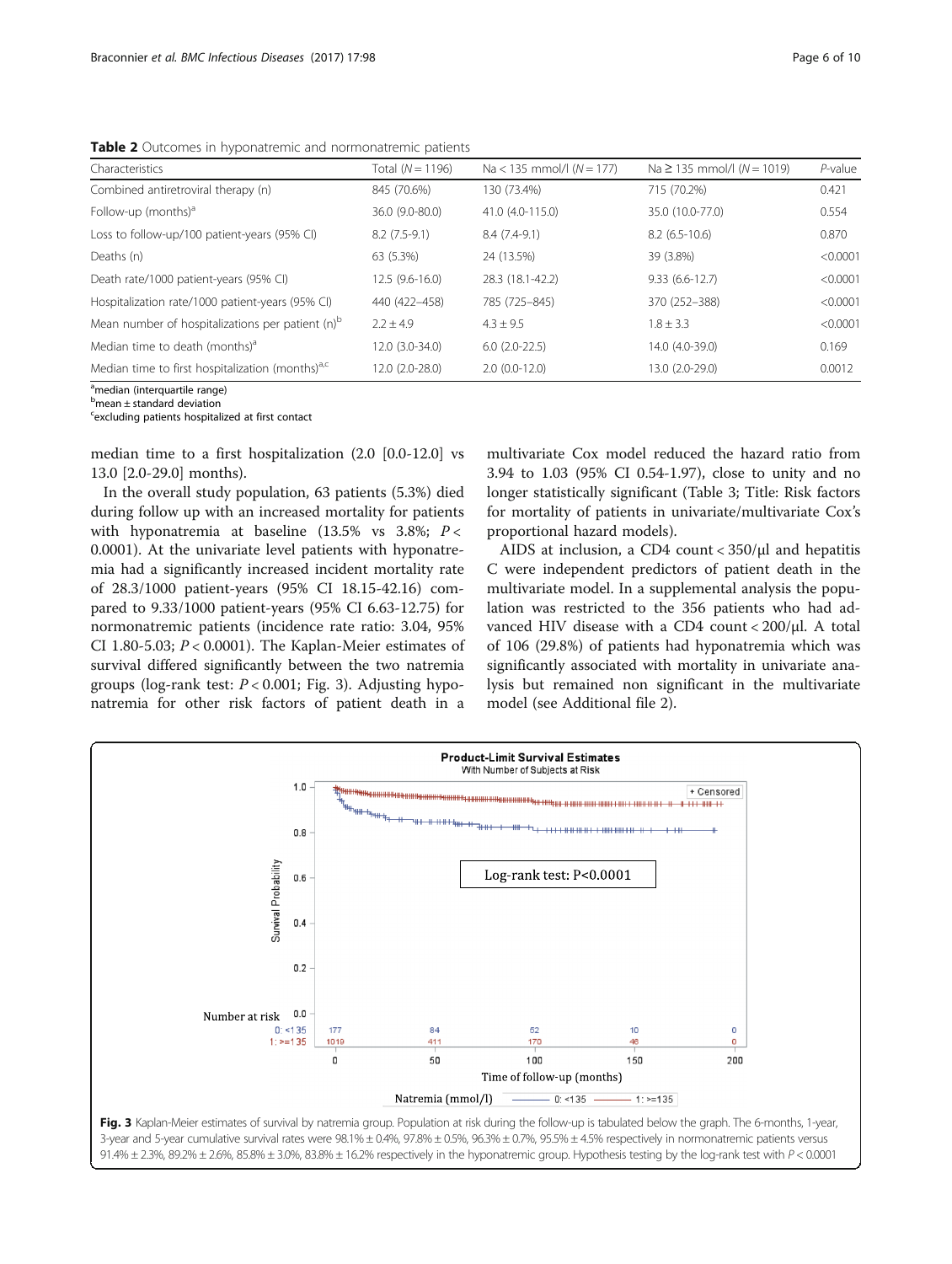**Table 2** Outcomes in hyponatremic and normonatremic patients

| Characteristics | Total (N = 1196) | Na < 135 mmol/l (N = 177) | Na ≥ 135 mmol/l (N = 1019) | P-value |
|---|---|---|---|---|
| Combined antiretroviral therapy (n) | 845 (70.6%) | 130 (73.4%) | 715 (70.2%) | 0.421 |
| Follow-up (months)[a] | 36.0 (9.0-80.0) | 41.0 (4.0-115.0) | 35.0 (10.0-77.0) | 0.554 |
| Loss to follow-up/100 patient-years (95% CI) | 8.2 (7.5-9.1) | 8.4 (7.4-9.1) | 8.2 (6.5-10.6) | 0.870 |
| Deaths (n) | 63 (5.3%) | 24 (13.5%) | 39 (3.8%) | <0.0001 |
| Death rate/1000 patient-years (95% CI) | 12.5 (9.6-16.0) | 28.3 (18.1-42.2) | 9.33 (6.6-12.7) | <0.0001 |
| Hospitalization rate/1000 patient-years (95% CI) | 440 (422–458) | 785 (725–845) | 370 (252–388) | <0.0001 |
| Mean number of hospitalizations per patient (n)[b] | 2.2 ± 4.9 | 4.3 ± 9.5 | 1.8 ± 3.3 | <0.0001 |
| Median time to death (months)[a] | 12.0 (3.0-34.0) | 6.0 (2.0-22.5) | 14.0 (4.0-39.0) | 0.169 |
| Median time to first hospitalization (months)[a,c] | 12.0 (2.0-28.0) | 2.0 (0.0-12.0) | 13.0 (2.0-29.0) | 0.0012 |

[a]median (interquartile range)
[b]mean ± standard deviation
[c]excluding patients hospitalized at first contact

median time to a first hospitalization (2.0 [0.0-12.0] vs 13.0 [2.0-29.0] months).

In the overall study population, 63 patients (5.3%) died during follow up with an increased mortality for patients with hyponatremia at baseline (13.5% vs 3.8%; $P < 0.0001$). At the univariate level patients with hyponatremia had a significantly increased incident mortality rate of 28.3/1000 patient-years (95% CI 18.15-42.16) compared to 9.33/1000 patient-years (95% CI 6.63-12.75) for normonatremic patients (incidence rate ratio: 3.04, 95% CI 1.80-5.03; $P < 0.0001$). The Kaplan-Meier estimates of survival differed significantly between the two natremia groups (log-rank test: $P < 0.001$; Fig. 3). Adjusting hyponatremia for other risk factors of patient death in a multivariate Cox model reduced the hazard ratio from 3.94 to 1.03 (95% CI 0.54-1.97), close to unity and no longer statistically significant (Table 3; Title: Risk factors for mortality of patients in univariate/multivariate Cox's proportional hazard models).

AIDS at inclusion, a CD4 count < 350/μl and hepatitis C were independent predictors of patient death in the multivariate model. In a supplemental analysis the population was restricted to the 356 patients who had advanced HIV disease with a CD4 count < 200/μl. A total of 106 (29.8%) of patients had hyponatremia which was significantly associated with mortality in univariate analysis but remained non significant in the multivariate model (see Additional file 2).

**Fig. 3** Kaplan-Meier estimates of survival by natremia group. Population at risk during the follow-up is tabulated below the graph. The 6-months, 1-year, 3-year and 5-year cumulative survival rates were 98.1% ± 0.4%, 97.8% ± 0.5%, 96.3% ± 0.7%, 95.5% ± 4.5% respectively in normonatremic patients versus 91.4% ± 2.3%, 89.2% ± 2.6%, 85.8% ± 3.0%, 83.8% ± 16.2% respectively in the hyponatremic group. Hypothesis testing by the log-rank test with $P < 0.0001$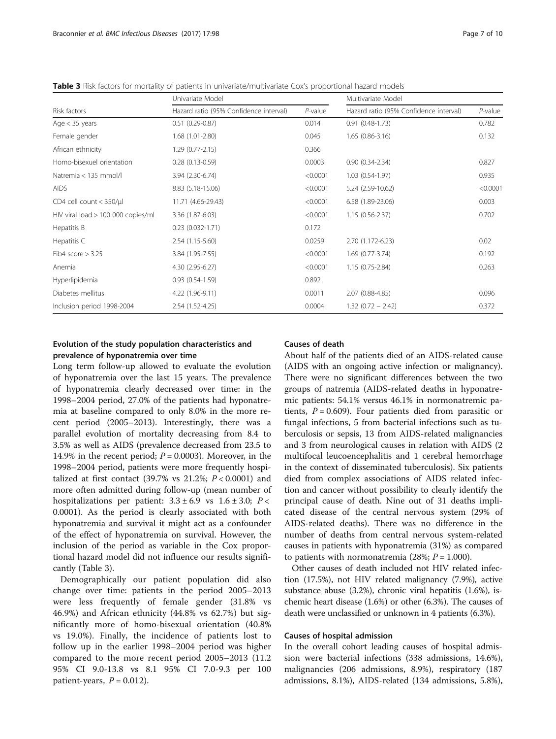**Table 3** Risk factors for mortality of patients in univariate/multivariate Cox's proportional hazard models

| Risk factors | Univariate Model | | Multivariate Model | |
|---|---|---|---|---|
| | Hazard ratio (95% Confidence interval) | *P*-value | Hazard ratio (95% Confidence interval) | *P*-value |
| Age < 35 years | 0.51 (0.29-0.87) | 0.014 | 0.91 (0.48-1.73) | 0.782 |
| Female gender | 1.68 (1.01-2.80) | 0.045 | 1.65 (0.86-3.16) | 0.132 |
| African ethnicity | 1.29 (0.77-2.15) | 0.366 | | |
| Homo-bisexuel orientation | 0.28 (0.13-0.59) | 0.0003 | 0.90 (0.34-2.34) | 0.827 |
| Natremia < 135 mmol/l | 3.94 (2.30-6.74) | <0.0001 | 1.03 (0.54-1.97) | 0.935 |
| AIDS | 8.83 (5.18-15.06) | <0.0001 | 5.24 (2.59-10.62) | <0.0001 |
| CD4 cell count < 350/µl | 11.71 (4.66-29.43) | <0.0001 | 6.58 (1.89-23.06) | 0.003 |
| HIV viral load > 100 000 copies/ml | 3.36 (1.87-6.03) | <0.0001 | 1.15 (0.56-2.37) | 0.702 |
| Hepatitis B | 0.23 (0.032-1.71) | 0.172 | | |
| Hepatitis C | 2.54 (1.15-5.60) | 0.0259 | 2.70 (1.172-6.23) | 0.02 |
| Fib4 score > 3.25 | 3.84 (1.95-7.55) | <0.0001 | 1.69 (0.77-3.74) | 0.192 |
| Anemia | 4.30 (2.95-6.27) | <0.0001 | 1.15 (0.75-2.84) | 0.263 |
| Hyperlipidemia | 0.93 (0.54-1.59) | 0.892 | | |
| Diabetes mellitus | 4.22 (1.96-9.11) | 0.0011 | 2.07 (0.88-4.85) | 0.096 |
| Inclusion period 1998-2004 | 2.54 (1.52-4.25) | 0.0004 | 1.32 (0.72 – 2.42) | 0.372 |

### Evolution of the study population characteristics and prevalence of hyponatremia over time

Long term follow-up allowed to evaluate the evolution of hyponatremia over the last 15 years. The prevalence of hyponatremia clearly decreased over time: in the 1998–2004 period, 27.0% of the patients had hyponatremia at baseline compared to only 8.0% in the more recent period (2005–2013). Interestingly, there was a parallel evolution of mortality decreasing from 8.4 to 3.5% as well as AIDS (prevalence decreased from 23.5 to 14.9% in the recent period; $P = 0.0003$). Moreover, in the 1998–2004 period, patients were more frequently hospitalized at first contact (39.7% vs 21.2%; $P < 0.0001$) and more often admitted during follow-up (mean number of hospitalizations per patient: $3.3 \pm 6.9$ vs $1.6 \pm 3.0$; $P < 0.0001$). As the period is clearly associated with both hyponatremia and survival it might act as a confounder of the effect of hyponatremia on survival. However, the inclusion of the period as variable in the Cox proportional hazard model did not influence our results significantly (Table 3).

Demographically our patient population did also change over time: patients in the period 2005–2013 were less frequently of female gender (31.8% vs 46.9%) and African ethnicity (44.8% vs 62.7%) but significantly more of homo-bisexual orientation (40.8% vs 19.0%). Finally, the incidence of patients lost to follow up in the earlier 1998–2004 period was higher compared to the more recent period 2005–2013 (11.2 95% CI 9.0-13.8 vs 8.1 95% CI 7.0-9.3 per 100 patient-years, $P = 0.012$).

### Causes of death

About half of the patients died of an AIDS-related cause (AIDS with an ongoing active infection or malignancy). There were no significant differences between the two groups of natremia (AIDS-related deaths in hyponatremic patients: 54.1% versus 46.1% in normonatremic patients, $P = 0.609$). Four patients died from parasitic or fungal infections, 5 from bacterial infections such as tuberculosis or sepsis, 13 from AIDS-related malignancies and 3 from neurological causes in relation with AIDS (2 multifocal leucoencephalitis and 1 cerebral hemorrhage in the context of disseminated tuberculosis). Six patients died from complex associations of AIDS related infection and cancer without possibility to clearly identify the principal cause of death. Nine out of 31 deaths implicated disease of the central nervous system (29% of AIDS-related deaths). There was no difference in the number of deaths from central nervous system-related causes in patients with hyponatremia (31%) as compared to patients with normonatremia (28%; $P = 1.000$).

Other causes of death included not HIV related infection (17.5%), not HIV related malignancy (7.9%), active substance abuse (3.2%), chronic viral hepatitis (1.6%), ischemic heart disease (1.6%) or other (6.3%). The causes of death were unclassified or unknown in 4 patients (6.3%).

### Causes of hospital admission

In the overall cohort leading causes of hospital admission were bacterial infections (338 admissions, 14.6%), malignancies (206 admissions, 8.9%), respiratory (187 admissions, 8.1%), AIDS-related (134 admissions, 5.8%),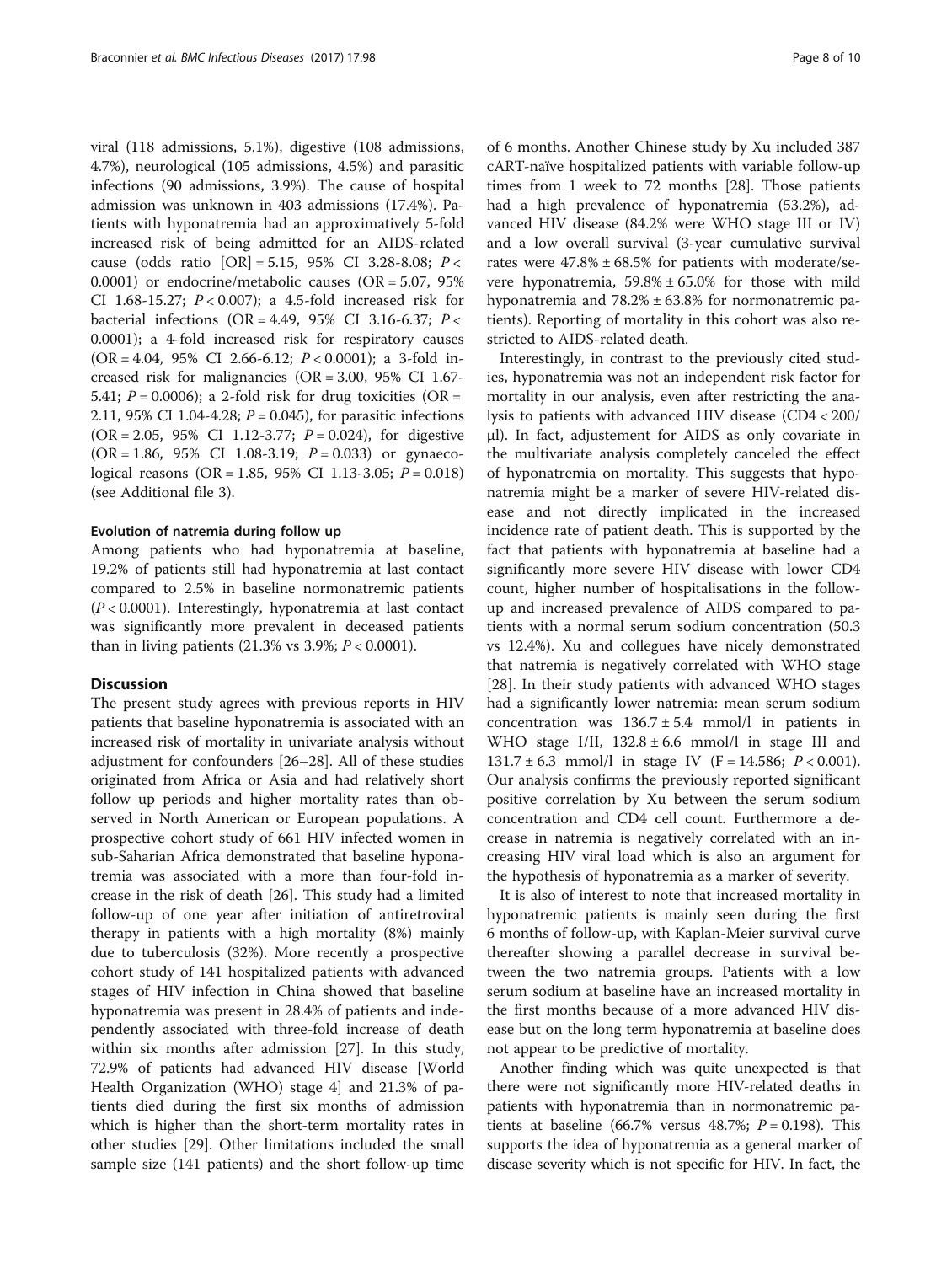viral (118 admissions, 5.1%), digestive (108 admissions, 4.7%), neurological (105 admissions, 4.5%) and parasitic infections (90 admissions, 3.9%). The cause of hospital admission was unknown in 403 admissions (17.4%). Patients with hyponatremia had an approximatively 5-fold increased risk of being admitted for an AIDS-related cause (odds ratio [OR] = 5.15, 95% CI 3.28-8.08; $P < 0.0001$) or endocrine/metabolic causes (OR = 5.07, 95% CI 1.68-15.27; $P < 0.007$); a 4.5-fold increased risk for bacterial infections (OR = 4.49, 95% CI 3.16-6.37; $P < 0.0001$); a 4-fold increased risk for respiratory causes (OR = 4.04, 95% CI 2.66-6.12; $P < 0.0001$); a 3-fold increased risk for malignancies (OR = 3.00, 95% CI 1.67-5.41; $P = 0.0006$); a 2-fold risk for drug toxicities (OR = 2.11, 95% CI 1.04-4.28; $P = 0.045$), for parasitic infections (OR = 2.05, 95% CI 1.12-3.77; $P = 0.024$), for digestive (OR = 1.86, 95% CI 1.08-3.19; $P = 0.033$) or gynaecological reasons (OR = 1.85, 95% CI 1.13-3.05; $P = 0.018$) (see Additional file 3).

#### Evolution of natremia during follow up

Among patients who had hyponatremia at baseline, 19.2% of patients still had hyponatremia at last contact compared to 2.5% in baseline normonatremic patients ($P < 0.0001$). Interestingly, hyponatremia at last contact was significantly more prevalent in deceased patients than in living patients (21.3% vs 3.9%; $P < 0.0001$).

## Discussion

The present study agrees with previous reports in HIV patients that baseline hyponatremia is associated with an increased risk of mortality in univariate analysis without adjustment for confounders [26–28]. All of these studies originated from Africa or Asia and had relatively short follow up periods and higher mortality rates than observed in North American or European populations. A prospective cohort study of 661 HIV infected women in sub-Saharian Africa demonstrated that baseline hyponatremia was associated with a more than four-fold increase in the risk of death [26]. This study had a limited follow-up of one year after initiation of antiretroviral therapy in patients with a high mortality (8%) mainly due to tuberculosis (32%). More recently a prospective cohort study of 141 hospitalized patients with advanced stages of HIV infection in China showed that baseline hyponatremia was present in 28.4% of patients and independently associated with three-fold increase of death within six months after admission [27]. In this study, 72.9% of patients had advanced HIV disease [World Health Organization (WHO) stage 4] and 21.3% of patients died during the first six months of admission which is higher than the short-term mortality rates in other studies [29]. Other limitations included the small sample size (141 patients) and the short follow-up time of 6 months. Another Chinese study by Xu included 387 cART-naïve hospitalized patients with variable follow-up times from 1 week to 72 months [28]. Those patients had a high prevalence of hyponatremia (53.2%), advanced HIV disease (84.2% were WHO stage III or IV) and a low overall survival (3-year cumulative survival rates were 47.8% ± 68.5% for patients with moderate/severe hyponatremia, 59.8% ± 65.0% for those with mild hyponatremia and 78.2% ± 63.8% for normonatremic patients). Reporting of mortality in this cohort was also restricted to AIDS-related death.

Interestingly, in contrast to the previously cited studies, hyponatremia was not an independent risk factor for mortality in our analysis, even after restricting the analysis to patients with advanced HIV disease (CD4 < 200/µl). In fact, adjustement for AIDS as only covariate in the multivariate analysis completely canceled the effect of hyponatremia on mortality. This suggests that hyponatremia might be a marker of severe HIV-related disease and not directly implicated in the increased incidence rate of patient death. This is supported by the fact that patients with hyponatremia at baseline had a significantly more severe HIV disease with lower CD4 count, higher number of hospitalisations in the follow-up and increased prevalence of AIDS compared to patients with a normal serum sodium concentration (50.3 vs 12.4%). Xu and collegues have nicely demonstrated that natremia is negatively correlated with WHO stage [28]. In their study patients with advanced WHO stages had a significantly lower natremia: mean serum sodium concentration was 136.7 ± 5.4 mmol/l in patients in WHO stage I/II, 132.8 ± 6.6 mmol/l in stage III and 131.7 ± 6.3 mmol/l in stage IV (F = 14.586; $P < 0.001$). Our analysis confirms the previously reported significant positive correlation by Xu between the serum sodium concentration and CD4 cell count. Furthermore a decrease in natremia is negatively correlated with an increasing HIV viral load which is also an argument for the hypothesis of hyponatremia as a marker of severity.

It is also of interest to note that increased mortality in hyponatremic patients is mainly seen during the first 6 months of follow-up, with Kaplan-Meier survival curve thereafter showing a parallel decrease in survival between the two natremia groups. Patients with a low serum sodium at baseline have an increased mortality in the first months because of a more advanced HIV disease but on the long term hyponatremia at baseline does not appear to be predictive of mortality.

Another finding which was quite unexpected is that there were not significantly more HIV-related deaths in patients with hyponatremia than in normonatremic patients at baseline (66.7% versus 48.7%; $P = 0.198$). This supports the idea of hyponatremia as a general marker of disease severity which is not specific for HIV. In fact, the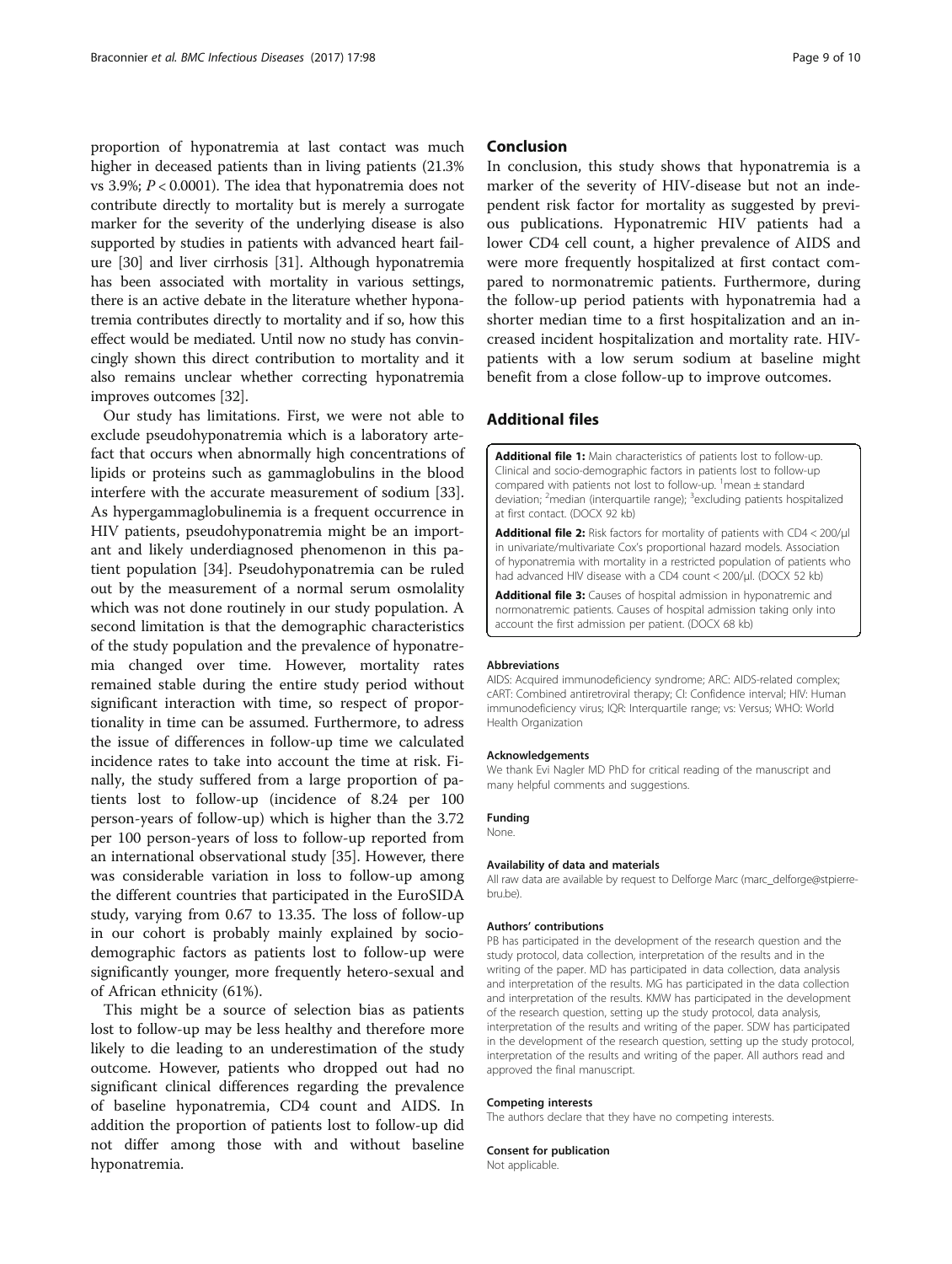proportion of hyponatremia at last contact was much higher in deceased patients than in living patients (21.3% vs 3.9%; $P < 0.0001$). The idea that hyponatremia does not contribute directly to mortality but is merely a surrogate marker for the severity of the underlying disease is also supported by studies in patients with advanced heart failure [30] and liver cirrhosis [31]. Although hyponatremia has been associated with mortality in various settings, there is an active debate in the literature whether hyponatremia contributes directly to mortality and if so, how this effect would be mediated. Until now no study has convincingly shown this direct contribution to mortality and it also remains unclear whether correcting hyponatremia improves outcomes [32].

Our study has limitations. First, we were not able to exclude pseudohyponatremia which is a laboratory artefact that occurs when abnormally high concentrations of lipids or proteins such as gammaglobulins in the blood interfere with the accurate measurement of sodium [33]. As hypergammaglobulinemia is a frequent occurrence in HIV patients, pseudohyponatremia might be an important and likely underdiagnosed phenomenon in this patient population [34]. Pseudohyponatremia can be ruled out by the measurement of a normal serum osmolality which was not done routinely in our study population. A second limitation is that the demographic characteristics of the study population and the prevalence of hyponatremia changed over time. However, mortality rates remained stable during the entire study period without significant interaction with time, so respect of proportionality in time can be assumed. Furthermore, to adress the issue of differences in follow-up time we calculated incidence rates to take into account the time at risk. Finally, the study suffered from a large proportion of patients lost to follow-up (incidence of 8.24 per 100 person-years of follow-up) which is higher than the 3.72 per 100 person-years of loss to follow-up reported from an international observational study [35]. However, there was considerable variation in loss to follow-up among the different countries that participated in the EuroSIDA study, varying from 0.67 to 13.35. The loss of follow-up in our cohort is probably mainly explained by socio-demographic factors as patients lost to follow-up were significantly younger, more frequently hetero-sexual and of African ethnicity (61%).

This might be a source of selection bias as patients lost to follow-up may be less healthy and therefore more likely to die leading to an underestimation of the study outcome. However, patients who dropped out had no significant clinical differences regarding the prevalence of baseline hyponatremia, CD4 count and AIDS. In addition the proportion of patients lost to follow-up did not differ among those with and without baseline hyponatremia.

## Conclusion

In conclusion, this study shows that hyponatremia is a marker of the severity of HIV-disease but not an independent risk factor for mortality as suggested by previous publications. Hyponatremic HIV patients had a lower CD4 cell count, a higher prevalence of AIDS and were more frequently hospitalized at first contact compared to normonatremic patients. Furthermore, during the follow-up period patients with hyponatremia had a shorter median time to a first hospitalization and an increased incident hospitalization and mortality rate. HIV-patients with a low serum sodium at baseline might benefit from a close follow-up to improve outcomes.

## Additional files

**Additional file 1:** Main characteristics of patients lost to follow-up. Clinical and socio-demographic factors in patients lost to follow-up compared with patients not lost to follow-up. [1]mean ± standard deviation; [2]median (interquartile range); [3]excluding patients hospitalized at first contact. (DOCX 92 kb)

**Additional file 2:** Risk factors for mortality of patients with CD4 < 200/μl in univariate/multivariate Cox's proportional hazard models. Association of hyponatremia with mortality in a restricted population of patients who had advanced HIV disease with a CD4 count < 200/μl. (DOCX 52 kb)

**Additional file 3:** Causes of hospital admission in hyponatremic and normonatremic patients. Causes of hospital admission taking only into account the first admission per patient. (DOCX 68 kb)

#### Abbreviations

AIDS: Acquired immunodeficiency syndrome; ARC: AIDS-related complex; cART: Combined antiretroviral therapy; CI: Confidence interval; HIV: Human immunodeficiency virus; IQR: Interquartile range; vs: Versus; WHO: World Health Organization

#### Acknowledgements

We thank Evi Nagler MD PhD for critical reading of the manuscript and many helpful comments and suggestions.

#### Funding

None.

#### Availability of data and materials

All raw data are available by request to Delforge Marc (marc_delforge@stpierre-bru.be).

#### Authors' contributions

PB has participated in the development of the research question and the study protocol, data collection, interpretation of the results and in the writing of the paper. MD has participated in data collection, data analysis and interpretation of the results. MG has participated in the data collection and interpretation of the results. KMW has participated in the development of the research question, setting up the study protocol, data analysis, interpretation of the results and writing of the paper. SDW has participated in the development of the research question, setting up the study protocol, interpretation of the results and writing of the paper. All authors read and approved the final manuscript.

#### Competing interests

The authors declare that they have no competing interests.

#### Consent for publication

Not applicable.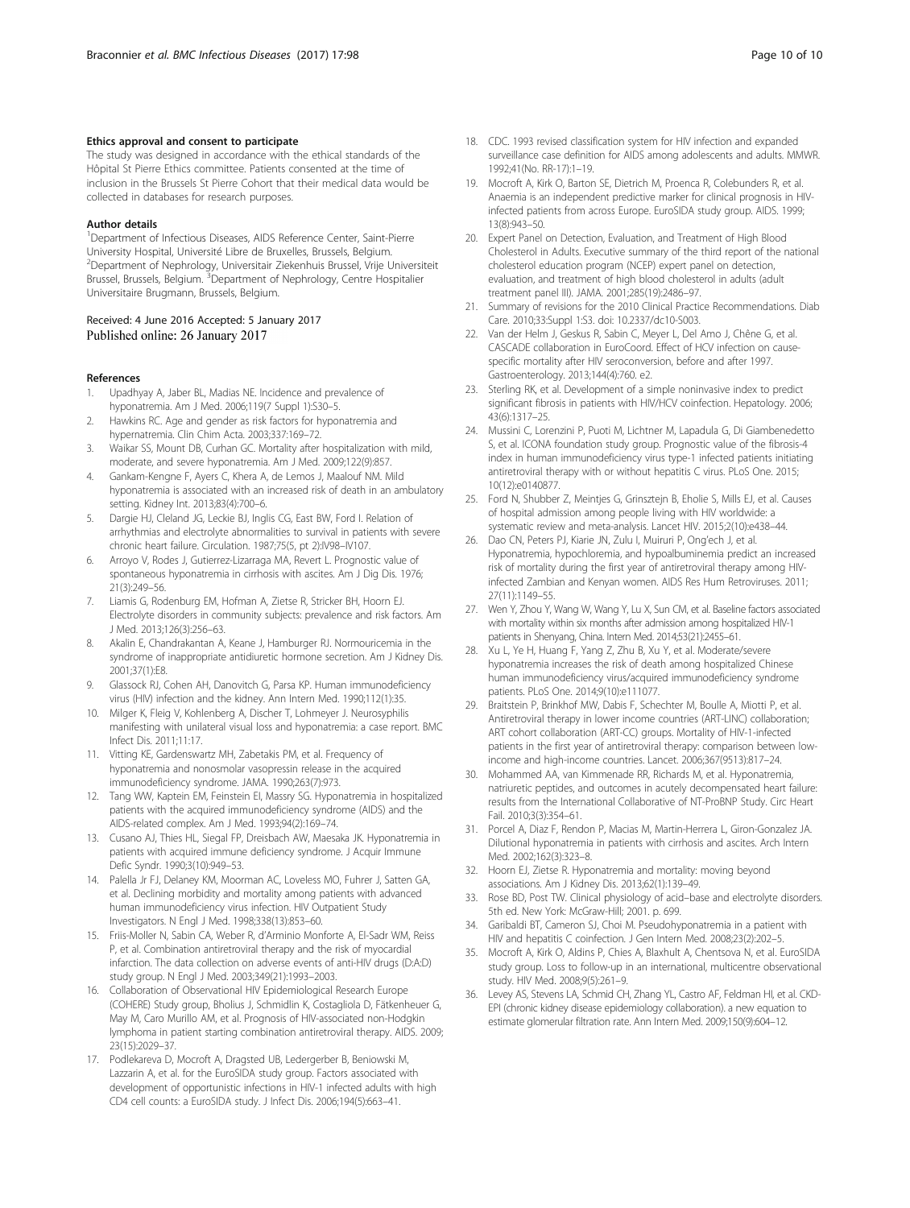#### Ethics approval and consent to participate

The study was designed in accordance with the ethical standards of the Hôpital St Pierre Ethics committee. Patients consented at the time of inclusion in the Brussels St Pierre Cohort that their medical data would be collected in databases for research purposes.

#### Author details

[1]Department of Infectious Diseases, AIDS Reference Center, Saint-Pierre University Hospital, Université Libre de Bruxelles, Brussels, Belgium. [2]Department of Nephrology, Universitair Ziekenhuis Brussel, Vrije Universiteit Brussel, Brussels, Belgium. [3]Department of Nephrology, Centre Hospitalier Universitaire Brugmann, Brussels, Belgium.

Received: 4 June 2016 Accepted: 5 January 2017
Published online: 26 January 2017

#### References

1. Upadhyay A, Jaber BL, Madias NE. Incidence and prevalence of hyponatremia. Am J Med. 2006;119(7 Suppl 1):S30–5.
2. Hawkins RC. Age and gender as risk factors for hyponatremia and hypernatremia. Clin Chim Acta. 2003;337:169–72.
3. Waikar SS, Mount DB, Curhan GC. Mortality after hospitalization with mild, moderate, and severe hyponatremia. Am J Med. 2009;122(9):857.
4. Gankam-Kengne F, Ayers C, Khera A, de Lemos J, Maalouf NM. Mild hyponatremia is associated with an increased risk of death in an ambulatory setting. Kidney Int. 2013;83(4):700–6.
5. Dargie HJ, Cleland JG, Leckie BJ, Inglis CG, East BW, Ford I. Relation of arrhythmias and electrolyte abnormalities to survival in patients with severe chronic heart failure. Circulation. 1987;75(5, pt 2):IV98–IV107.
6. Arroyo V, Rodes J, Gutierrez-Lizarraga MA, Revert L. Prognostic value of spontaneous hyponatremia in cirrhosis with ascites. Am J Dig Dis. 1976; 21(3):249–56.
7. Liamis G, Rodenburg EM, Hofman A, Zietse R, Stricker BH, Hoorn EJ. Electrolyte disorders in community subjects: prevalence and risk factors. Am J Med. 2013;126(3):256–63.
8. Akalin E, Chandrakantan A, Keane J, Hamburger RJ. Normouricemia in the syndrome of inappropriate antidiuretic hormone secretion. Am J Kidney Dis. 2001;37(1):E8.
9. Glassock RJ, Cohen AH, Danovitch G, Parsa KP. Human immunodeficiency virus (HIV) infection and the kidney. Ann Intern Med. 1990;112(1):35.
10. Milger K, Fleig V, Kohlenberg A, Discher T, Lohmeyer J. Neurosyphilis manifesting with unilateral visual loss and hyponatremia: a case report. BMC Infect Dis. 2011;11:17.
11. Vitting KE, Gardenswartz MH, Zabetakis PM, et al. Frequency of hyponatremia and nonosmolar vasopressin release in the acquired immunodeficiency syndrome. JAMA. 1990;263(7):973.
12. Tang WW, Kaptein EM, Feinstein EI, Massry SG. Hyponatremia in hospitalized patients with the acquired immunodeficiency syndrome (AIDS) and the AIDS-related complex. Am J Med. 1993;94(2):169–74.
13. Cusano AJ, Thies HL, Siegal FP, Dreisbach AW, Maesaka JK. Hyponatremia in patients with acquired immune deficiency syndrome. J Acquir Immune Defic Syndr. 1990;3(10):949–53.
14. Palella Jr FJ, Delaney KM, Moorman AC, Loveless MO, Fuhrer J, Satten GA, et al. Declining morbidity and mortality among patients with advanced human immunodeficiency virus infection. HIV Outpatient Study Investigators. N Engl J Med. 1998;338(13):853–60.
15. Friis-Moller N, Sabin CA, Weber R, d'Arminio Monforte A, El-Sadr WM, Reiss P, et al. Combination antiretroviral therapy and the risk of myocardial infarction. The data collection on adverse events of anti-HIV drugs (D:A:D) study group. N Engl J Med. 2003;349(21):1993–2003.
16. Collaboration of Observational HIV Epidemiological Research Europe (COHERE) Study group, Bholius J, Schmidlin K, Costagliola D, Fätkenheuer G, May M, Caro Murillo AM, et al. Prognosis of HIV-associated non-Hodgkin lymphoma in patient starting combination antiretroviral therapy. AIDS. 2009; 23(15):2029–37.
17. Podlekareva D, Mocroft A, Dragsted UB, Ledergerber B, Beniowski M, Lazzarin A, et al. for the EuroSIDA study group. Factors associated with development of opportunistic infections in HIV-1 infected adults with high CD4 cell counts: a EuroSIDA study. J Infect Dis. 2006;194(5):663–41.
18. CDC. 1993 revised classification system for HIV infection and expanded surveillance case definition for AIDS among adolescents and adults. MMWR. 1992;41(No. RR-17):1–19.
19. Mocroft A, Kirk O, Barton SE, Dietrich M, Proenca R, Colebunders R, et al. Anaemia is an independent predictive marker for clinical prognosis in HIV-infected patients from across Europe. EuroSIDA study group. AIDS. 1999; 13(8):943–50.
20. Expert Panel on Detection, Evaluation, and Treatment of High Blood Cholesterol in Adults. Executive summary of the third report of the national cholesterol education program (NCEP) expert panel on detection, evaluation, and treatment of high blood cholesterol in adults (adult treatment panel III). JAMA. 2001;285(19):2486–97.
21. Summary of revisions for the 2010 Clinical Practice Recommendations. Diab Care. 2010;33:Suppl 1:S3. doi: 10.2337/dc10-S003.
22. Van der Helm J, Geskus R, Sabin C, Meyer L, Del Amo J, Chêne G, et al. CASCADE collaboration in EuroCoord. Effect of HCV infection on cause-specific mortality after HIV seroconversion, before and after 1997. Gastroenterology. 2013;144(4):760. e2.
23. Sterling RK, et al. Development of a simple noninvasive index to predict significant fibrosis in patients with HIV/HCV coinfection. Hepatology. 2006; 43(6):1317–25.
24. Mussini C, Lorenzini P, Puoti M, Lichtner M, Lapadula G, Di Giambenedetto S, et al. ICONA foundation study group. Prognostic value of the fibrosis-4 index in human immunodeficiency virus type-1 infected patients initiating antiretroviral therapy with or without hepatitis C virus. PLoS One. 2015; 10(12):e0140877.
25. Ford N, Shubber Z, Meintjes G, Grinsztejn B, Eholie S, Mills EJ, et al. Causes of hospital admission among people living with HIV worldwide: a systematic review and meta-analysis. Lancet HIV. 2015;2(10):e438–44.
26. Dao CN, Peters PJ, Kiarie JN, Zulu I, Muiruri P, Ong'ech J, et al. Hyponatremia, hypochloremia, and hypoalbuminemia predict an increased risk of mortality during the first year of antiretroviral therapy among HIV-infected Zambian and Kenyan women. AIDS Res Hum Retroviruses. 2011; 27(11):1149–55.
27. Wen Y, Zhou Y, Wang W, Wang Y, Lu X, Sun CM, et al. Baseline factors associated with mortality within six months after admission among hospitalized HIV-1 patients in Shenyang, China. Intern Med. 2014;53(21):2455–61.
28. Xu L, Ye H, Huang F, Yang Z, Zhu B, Xu Y, et al. Moderate/severe hyponatremia increases the risk of death among hospitalized Chinese human immunodeficiency virus/acquired immunodeficiency syndrome patients. PLoS One. 2014;9(10):e111077.
29. Braitstein P, Brinkhof MW, Dabis F, Schechter M, Boulle A, Miotti P, et al. Antiretroviral therapy in lower income countries (ART-LINC) collaboration; ART cohort collaboration (ART-CC) groups. Mortality of HIV-1-infected patients in the first year of antiretroviral therapy: comparison between low-income and high-income countries. Lancet. 2006;367(9513):817–24.
30. Mohammed AA, van Kimmenade RR, Richards M, et al. Hyponatremia, natriuretic peptides, and outcomes in acutely decompensated heart failure: results from the International Collaborative of NT-ProBNP Study. Circ Heart Fail. 2010;3(3):354–61.
31. Porcel A, Diaz F, Rendon P, Macias M, Martin-Herrera L, Giron-Gonzalez JA. Dilutional hyponatremia in patients with cirrhosis and ascites. Arch Intern Med. 2002;162(3):323–8.
32. Hoorn EJ, Zietse R. Hyponatremia and mortality: moving beyond associations. Am J Kidney Dis. 2013;62(1):139–49.
33. Rose BD, Post TW. Clinical physiology of acid–base and electrolyte disorders. 5th ed. New York: McGraw-Hill; 2001. p. 699.
34. Garibaldi BT, Cameron SJ, Choi M. Pseudohyponatremia in a patient with HIV and hepatitis C coinfection. J Gen Intern Med. 2008;23(2):202–5.
35. Mocroft A, Kirk O, Aldins P, Chies A, Blaxhult A, Chentsova N, et al. EuroSIDA study group. Loss to follow-up in an international, multicentre observational study. HIV Med. 2008;9(5):261–9.
36. Levey AS, Stevens LA, Schmid CH, Zhang YL, Castro AF, Feldman HI, et al. CKD-EPI (chronic kidney disease epidemiology collaboration). a new equation to estimate glomerular filtration rate. Ann Intern Med. 2009;150(9):604–12.